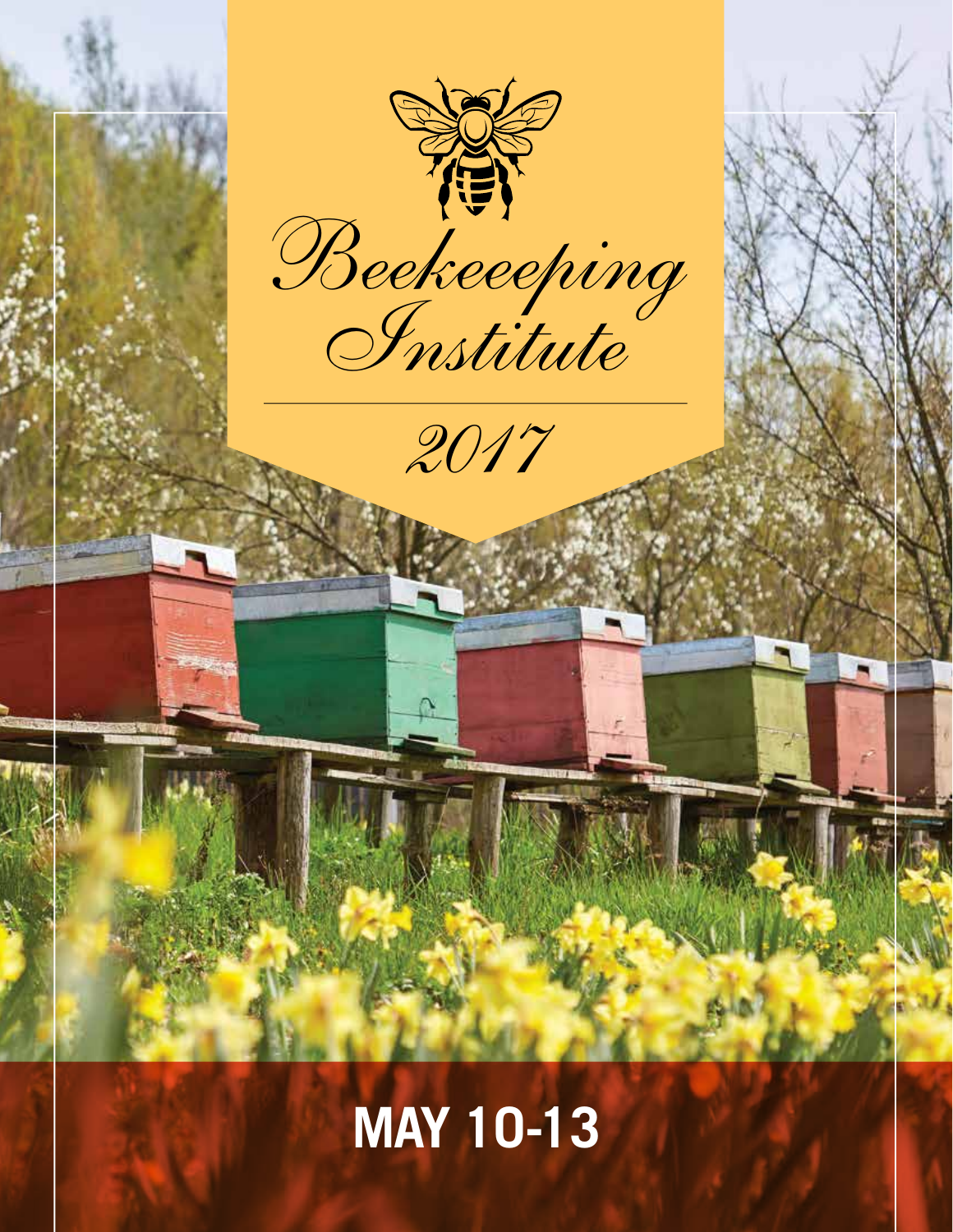# Beekeeeping Institute

## 2017

# MAY 10-13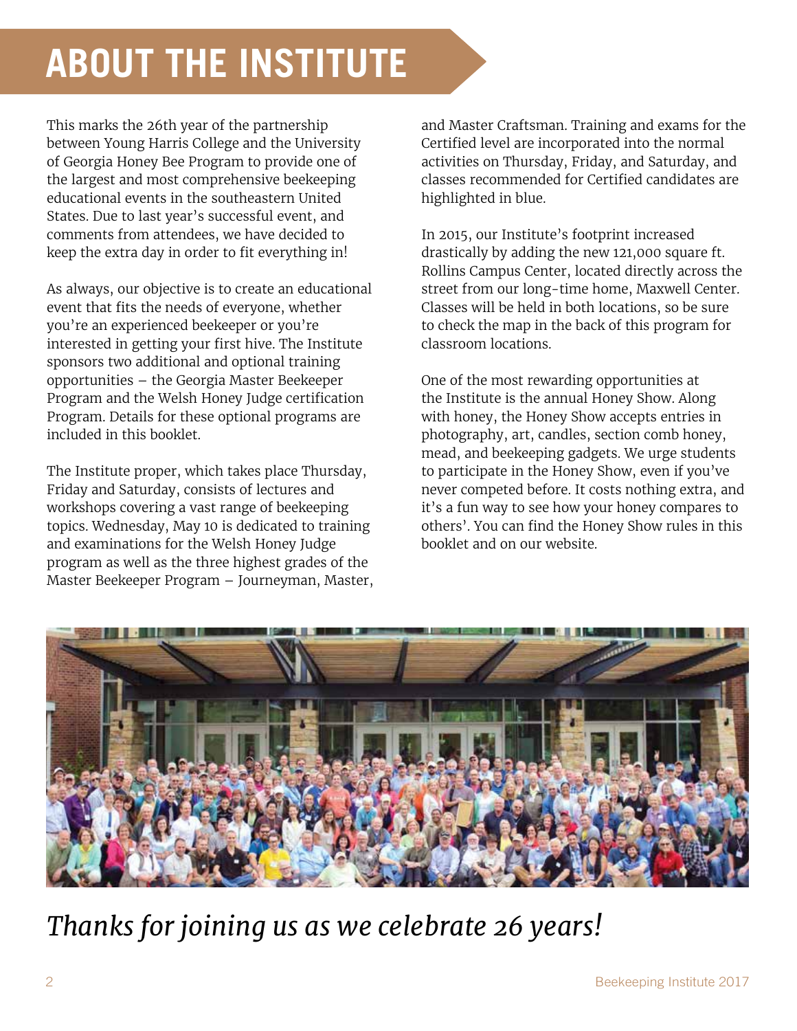# ABOUT THE INSTITUTE

This marks the 26th year of the partnership between Young Harris College and the University of Georgia Honey Bee Program to provide one of the largest and most comprehensive beekeeping educational events in the southeastern United States. Due to last year's successful event, and comments from attendees, we have decided to keep the extra day in order to fit everything in!

As always, our objective is to create an educational event that fits the needs of everyone, whether you're an experienced beekeeper or you're interested in getting your first hive. The Institute sponsors two additional and optional training opportunities – the Georgia Master Beekeeper Program and the Welsh Honey Judge certification Program. Details for these optional programs are included in this booklet.

The Institute proper, which takes place Thursday, Friday and Saturday, consists of lectures and workshops covering a vast range of beekeeping topics. Wednesday, May 10 is dedicated to training and examinations for the Welsh Honey Judge program as well as the three highest grades of the Master Beekeeper Program – Journeyman, Master, and Master Craftsman. Training and exams for the Certified level are incorporated into the normal activities on Thursday, Friday, and Saturday, and classes recommended for Certified candidates are highlighted in blue.

In 2015, our Institute's footprint increased drastically by adding the new 121,000 square ft. Rollins Campus Center, located directly across the street from our long-time home, Maxwell Center. Classes will be held in both locations, so be sure to check the map in the back of this program for classroom locations.

One of the most rewarding opportunities at the Institute is the annual Honey Show. Along with honey, the Honey Show accepts entries in photography, art, candles, section comb honey, mead, and beekeeping gadgets. We urge students to participate in the Honey Show, even if you've never competed before. It costs nothing extra, and it's a fun way to see how your honey compares to others'. You can find the Honey Show rules in this booklet and on our website.

*Thanks for joining us as we celebrate 26 years!*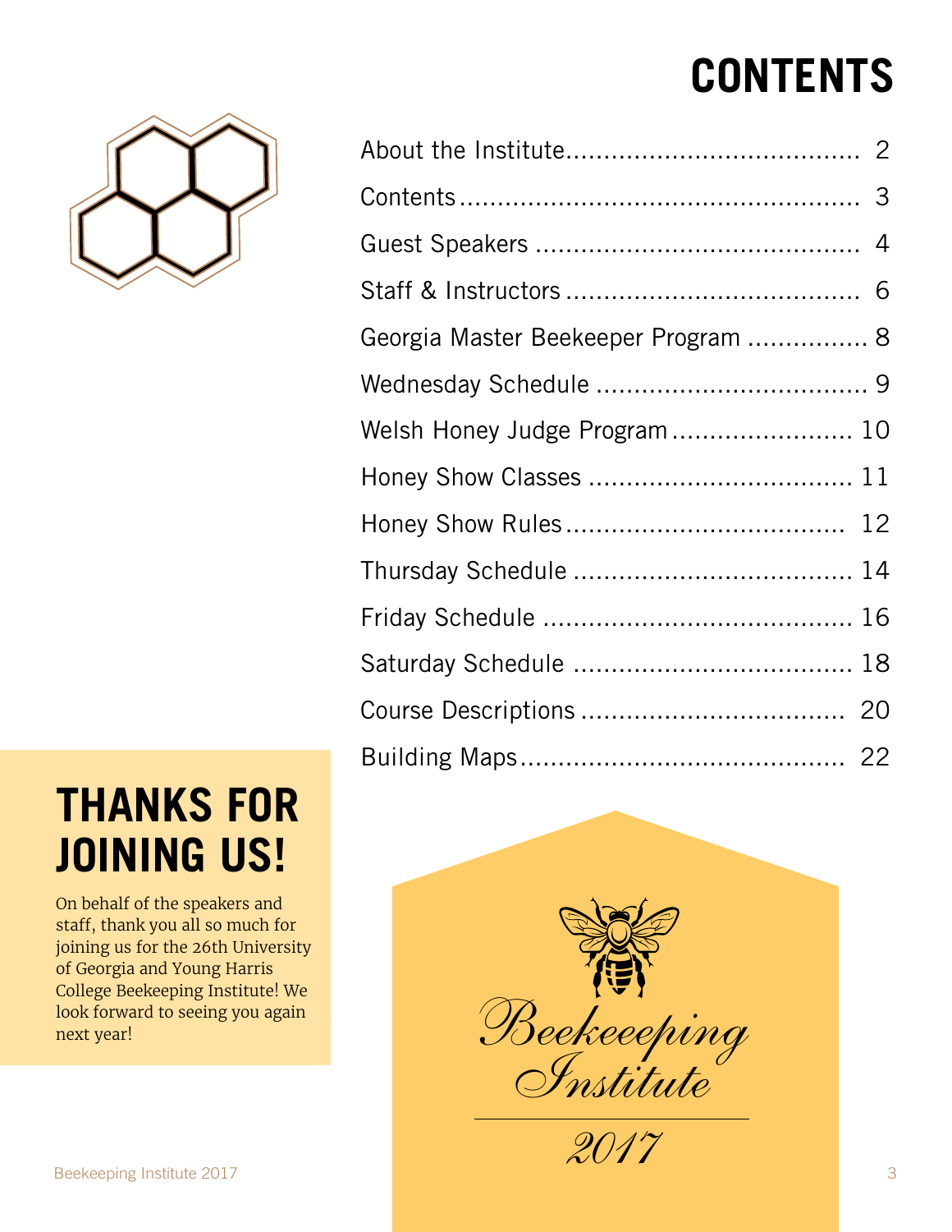# CONTENTS

| | |
|---|---|
| About the Institute | 2 |
| Contents | 3 |
| Guest Speakers | 4 |
| Staff & Instructors | 6 |
| Georgia Master Beekeeper Program | 8 |
| Wednesday Schedule | 9 |
| Welsh Honey Judge Program | 10 |
| Honey Show Classes | 11 |
| Honey Show Rules | 12 |
| Thursday Schedule | 14 |
| Friday Schedule | 16 |
| Saturday Schedule | 18 |
| Course Descriptions | 20 |
| Building Maps | 22 |

## THANKS FOR JOINING US!

On behalf of the speakers and staff, thank you all so much for joining us for the 26th University of Georgia and Young Harris College Beekeeping Institute! We look forward to seeing you again next year!

*Beekeeeping Institute*

*2017*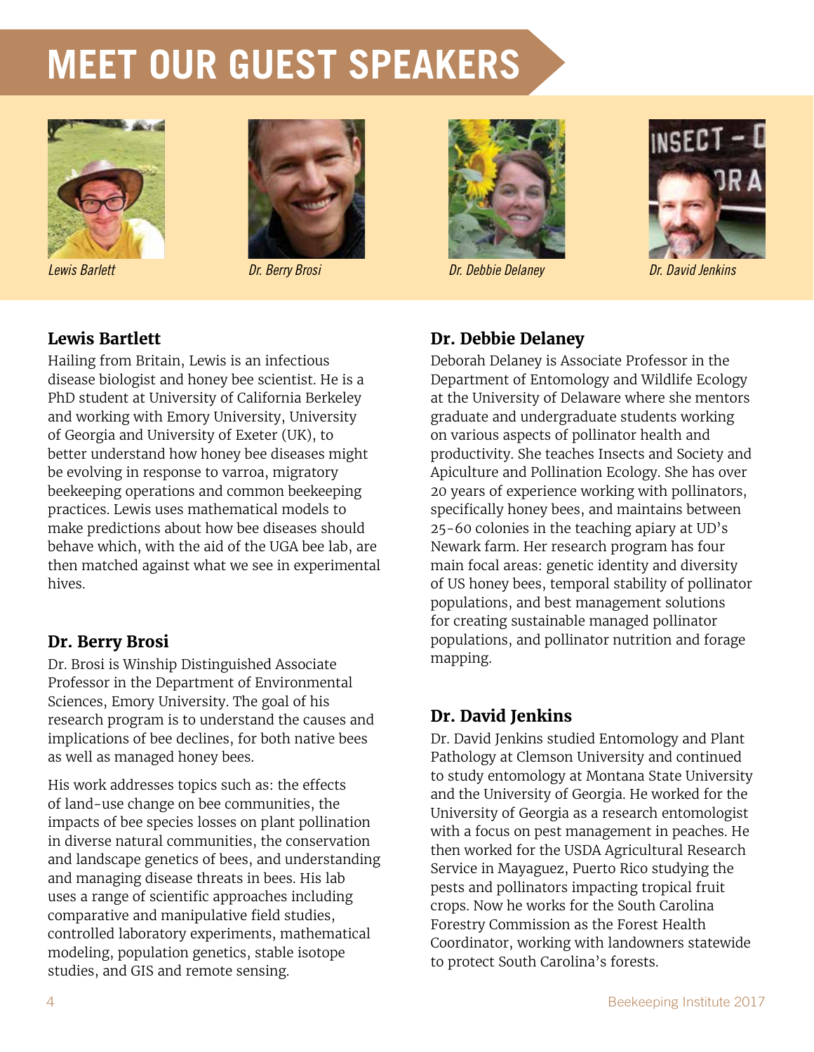# MEET OUR GUEST SPEAKERS

*Lewis Barlett*

*Dr. Berry Brosi*

*Dr. Debbie Delaney*

*Dr. David Jenkins*

### Lewis Bartlett

Hailing from Britain, Lewis is an infectious disease biologist and honey bee scientist. He is a PhD student at University of California Berkeley and working with Emory University, University of Georgia and University of Exeter (UK), to better understand how honey bee diseases might be evolving in response to varroa, migratory beekeeping operations and common beekeeping practices. Lewis uses mathematical models to make predictions about how bee diseases should behave which, with the aid of the UGA bee lab, are then matched against what we see in experimental hives.

### Dr. Berry Brosi

Dr. Brosi is Winship Distinguished Associate Professor in the Department of Environmental Sciences, Emory University. The goal of his research program is to understand the causes and implications of bee declines, for both native bees as well as managed honey bees.

His work addresses topics such as: the effects of land-use change on bee communities, the impacts of bee species losses on plant pollination in diverse natural communities, the conservation and landscape genetics of bees, and understanding and managing disease threats in bees. His lab uses a range of scientific approaches including comparative and manipulative field studies, controlled laboratory experiments, mathematical modeling, population genetics, stable isotope studies, and GIS and remote sensing.

### Dr. Debbie Delaney

Deborah Delaney is Associate Professor in the Department of Entomology and Wildlife Ecology at the University of Delaware where she mentors graduate and undergraduate students working on various aspects of pollinator health and productivity. She teaches Insects and Society and Apiculture and Pollination Ecology. She has over 20 years of experience working with pollinators, specifically honey bees, and maintains between 25-60 colonies in the teaching apiary at UD's Newark farm. Her research program has four main focal areas: genetic identity and diversity of US honey bees, temporal stability of pollinator populations, and best management solutions for creating sustainable managed pollinator populations, and pollinator nutrition and forage mapping.

### Dr. David Jenkins

Dr. David Jenkins studied Entomology and Plant Pathology at Clemson University and continued to study entomology at Montana State University and the University of Georgia. He worked for the University of Georgia as a research entomologist with a focus on pest management in peaches. He then worked for the USDA Agricultural Research Service in Mayaguez, Puerto Rico studying the pests and pollinators impacting tropical fruit crops. Now he works for the South Carolina Forestry Commission as the Forest Health Coordinator, working with landowners statewide to protect South Carolina's forests.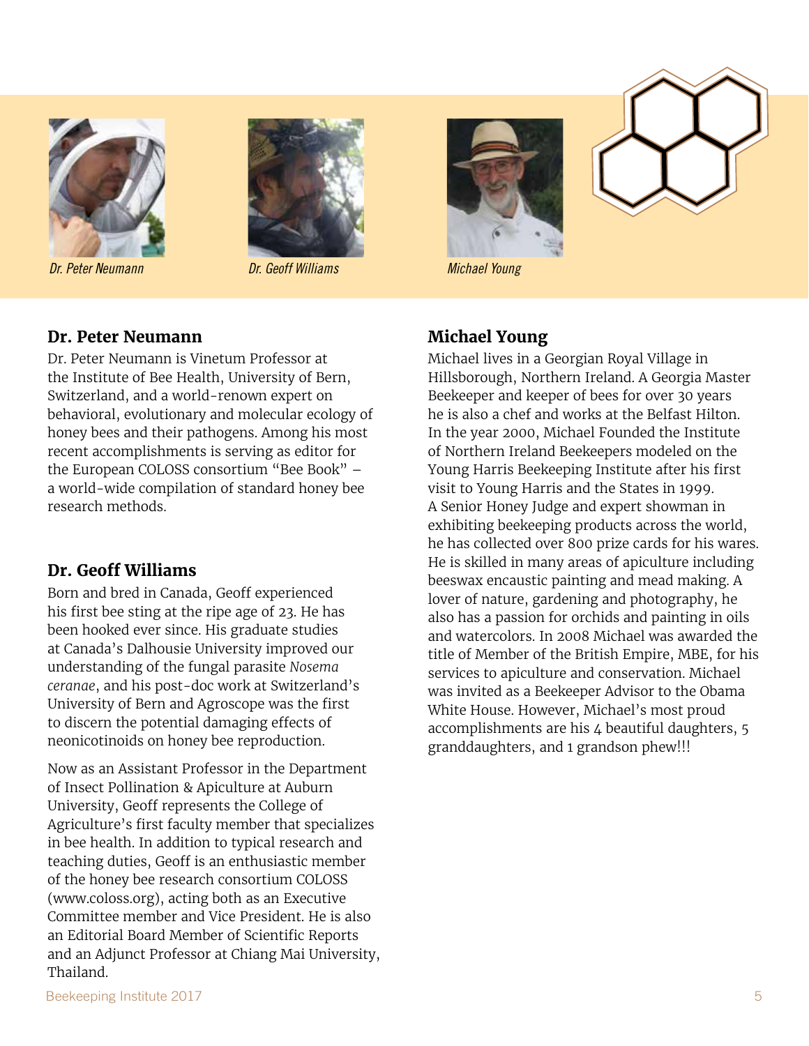*Dr. Peter Neumann*

*Dr. Geoff Williams*

*Michael Young*

## Dr. Peter Neumann

Dr. Peter Neumann is Vinetum Professor at the Institute of Bee Health, University of Bern, Switzerland, and a world-renown expert on behavioral, evolutionary and molecular ecology of honey bees and their pathogens. Among his most recent accomplishments is serving as editor for the European COLOSS consortium "Bee Book" – a world-wide compilation of standard honey bee research methods.

## Dr. Geoff Williams

Born and bred in Canada, Geoff experienced his first bee sting at the ripe age of 23. He has been hooked ever since. His graduate studies at Canada's Dalhousie University improved our understanding of the fungal parasite *Nosema ceranae*, and his post-doc work at Switzerland's University of Bern and Agroscope was the first to discern the potential damaging effects of neonicotinoids on honey bee reproduction.

Now as an Assistant Professor in the Department of Insect Pollination & Apiculture at Auburn University, Geoff represents the College of Agriculture's first faculty member that specializes in bee health. In addition to typical research and teaching duties, Geoff is an enthusiastic member of the honey bee research consortium COLOSS (www.coloss.org), acting both as an Executive Committee member and Vice President. He is also an Editorial Board Member of Scientific Reports and an Adjunct Professor at Chiang Mai University, Thailand.

## Michael Young

Michael lives in a Georgian Royal Village in Hillsborough, Northern Ireland. A Georgia Master Beekeeper and keeper of bees for over 30 years he is also a chef and works at the Belfast Hilton. In the year 2000, Michael Founded the Institute of Northern Ireland Beekeepers modeled on the Young Harris Beekeeping Institute after his first visit to Young Harris and the States in 1999. A Senior Honey Judge and expert showman in exhibiting beekeeping products across the world, he has collected over 800 prize cards for his wares. He is skilled in many areas of apiculture including beeswax encaustic painting and mead making. A lover of nature, gardening and photography, he also has a passion for orchids and painting in oils and watercolors. In 2008 Michael was awarded the title of Member of the British Empire, MBE, for his services to apiculture and conservation. Michael was invited as a Beekeeper Advisor to the Obama White House. However, Michael's most proud accomplishments are his 4 beautiful daughters, 5 granddaughters, and 1 grandson phew!!!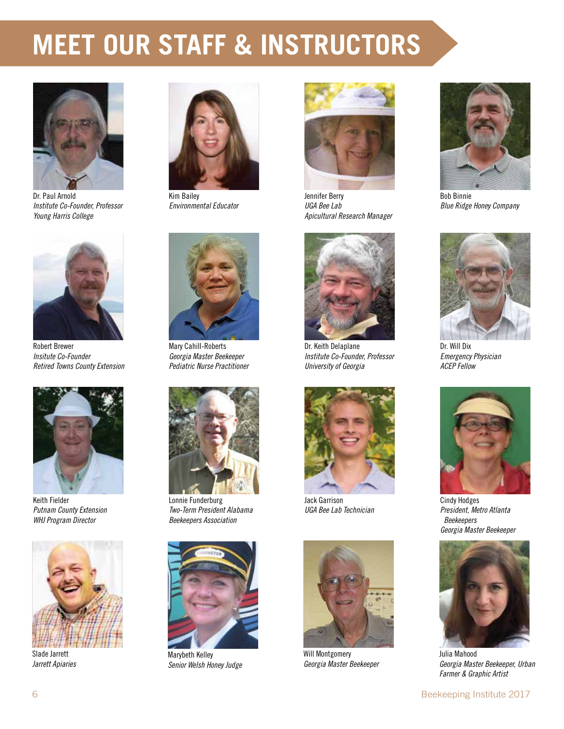# MEET OUR STAFF & INSTRUCTORS

Dr. Paul Arnold
*Institute Co-Founder, Professor*
*Young Harris College*

Kim Bailey
*Environmental Educator*

Jennifer Berry
*UGA Bee Lab*
*Apicultural Research Manager*

Bob Binnie
*Blue Ridge Honey Company*

Robert Brewer
*Insitute Co-Founder*
*Retired Towns County Extension*

Mary Cahill-Roberts
*Georgia Master Beekeeper*
*Pediatric Nurse Practitioner*

Dr. Keith Delaplane
*Institute Co-Founder, Professor*
*University of Georgia*

Dr. Will Dix
*Emergency Physician*
*ACEP Fellow*

Keith Fielder
*Putnam County Extension*
*WHJ Program Director*

Lonnie Funderburg
*Two-Term President Alabama Beekeepers Association*

Jack Garrison
*UGA Bee Lab Technician*

Cindy Hodges
*President, Metro Atlanta Beekeepers*
*Georgia Master Beekeeper*

Slade Jarrett
*Jarrett Apiaries*

Marybeth Kelley
*Senior Welsh Honey Judge*

Will Montgomery
*Georgia Master Beekeeper*

Julia Mahood
*Georgia Master Beekeeper, Urban Farmer & Graphic Artist*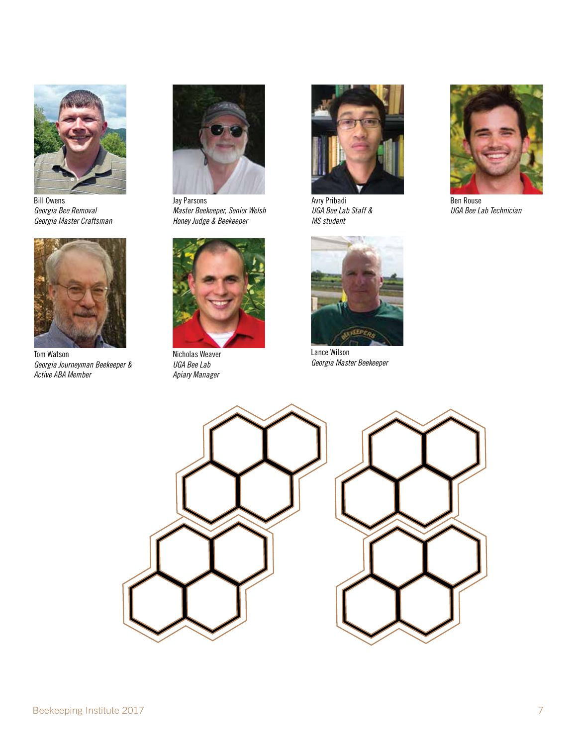Bill Owens
*Georgia Bee Removal*
*Georgia Master Craftsman*

Jay Parsons
*Master Beekeeper, Senior Welsh Honey Judge & Beekeeper*

Avry Pribadi
*UGA Bee Lab Staff & MS student*

Ben Rouse
*UGA Bee Lab Technician*

Tom Watson
*Georgia Journeyman Beekeeper & Active ABA Member*

Nicholas Weaver
*UGA Bee Lab Apiary Manager*

Lance Wilson
*Georgia Master Beekeeper*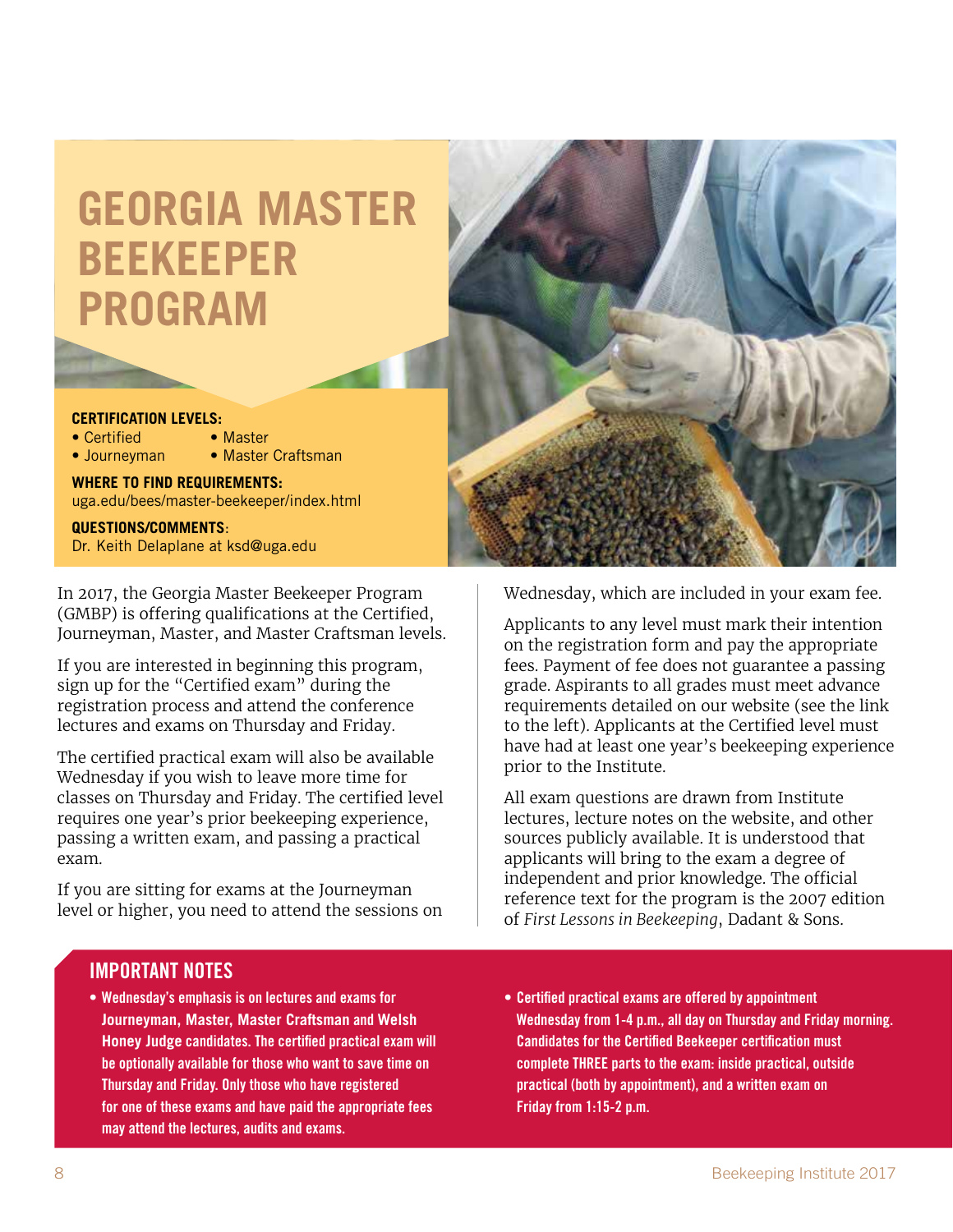// Georgia Master Beekeeper Program

# GEORGIA MASTER BEEKEEPER PROGRAM

**CERTIFICATION LEVELS:**

- Certified
- Journeyman
- Master
- Master Craftsman

**WHERE TO FIND REQUIREMENTS:**
uga.edu/bees/master-beekeeper/index.html

**QUESTIONS/COMMENTS:**
Dr. Keith Delaplane at ksd@uga.edu

In 2017, the Georgia Master Beekeeper Program (GMBP) is offering qualifications at the Certified, Journeyman, Master, and Master Craftsman levels.

If you are interested in beginning this program, sign up for the "Certified exam" during the registration process and attend the conference lectures and exams on Thursday and Friday.

The certified practical exam will also be available Wednesday if you wish to leave more time for classes on Thursday and Friday. The certified level requires one year's prior beekeeping experience, passing a written exam, and passing a practical exam.

If you are sitting for exams at the Journeyman level or higher, you need to attend the sessions on Wednesday, which are included in your exam fee.

Applicants to any level must mark their intention on the registration form and pay the appropriate fees. Payment of fee does not guarantee a passing grade. Aspirants to all grades must meet advance requirements detailed on our website (see the link to the left). Applicants at the Certified level must have had at least one year's beekeeping experience prior to the Institute.

All exam questions are drawn from Institute lectures, lecture notes on the website, and other sources publicly available. It is understood that applicants will bring to the exam a degree of independent and prior knowledge. The official reference text for the program is the 2007 edition of *First Lessons in Beekeeping*, Dadant & Sons.

## IMPORTANT NOTES

- **Wednesday's emphasis is on lectures and exams for Journeyman, Master, Master Craftsman and Welsh Honey Judge candidates. The certified practical exam will be optionally available for those who want to save time on Thursday and Friday. Only those who have registered for one of these exams and have paid the appropriate fees may attend the lectures, audits and exams.**
- **Certified practical exams are offered by appointment Wednesday from 1-4 p.m., all day on Thursday and Friday morning. Candidates for the Certified Beekeeper certification must complete THREE parts to the exam: inside practical, outside practical (both by appointment), and a written exam on Friday from 1:15-2 p.m.**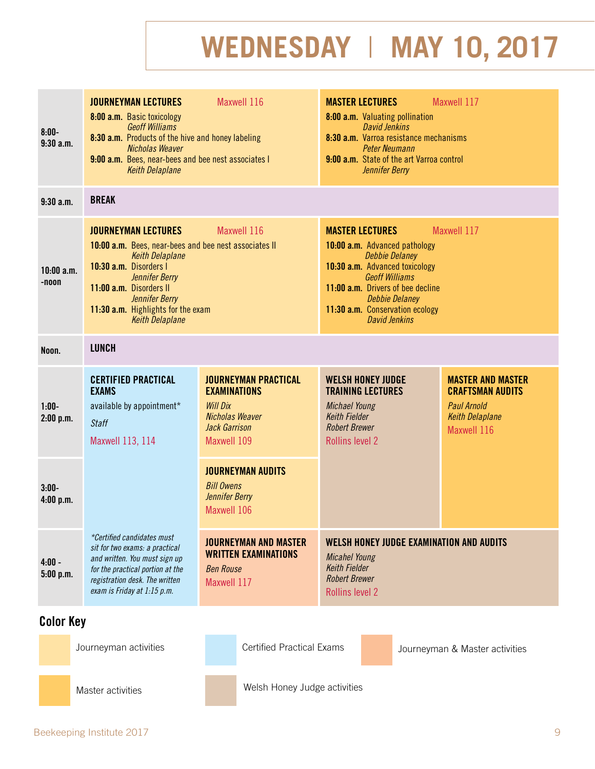# WEDNESDAY | MAY 10, 2017

| Time | | | | |
|---|---|---|---|---|
| 8:00-9:30 a.m. | **JOURNEYMAN LECTURES** Maxwell 116<br>**8:00 a.m.** Basic toxicology *Geoff Williams*<br>**8:30 a.m.** Products of the hive and honey labeling *Nicholas Weaver*<br>**9:00 a.m.** Bees, near-bees and bee nest associates I *Keith Delaplane* | | **MASTER LECTURES** Maxwell 117<br>**8:00 a.m.** Valuating pollination *David Jenkins*<br>**8:30 a.m.** Varroa resistance mechanisms *Peter Neumann*<br>**9:00 a.m.** State of the art Varroa control *Jennifer Berry* | |
| 9:30 a.m. | **BREAK** | | | |
| 10:00 a.m.-noon | **JOURNEYMAN LECTURES** Maxwell 116<br>**10:00 a.m.** Bees, near-bees and bee nest associates II *Keith Delaplane*<br>**10:30 a.m.** Disorders I *Jennifer Berry*<br>**11:00 a.m.** Disorders II *Jennifer Berry*<br>**11:30 a.m.** Highlights for the exam *Keith Delaplane* | | **MASTER LECTURES** Maxwell 117<br>**10:00 a.m.** Advanced pathology *Debbie Delaney*<br>**10:30 a.m.** Advanced toxicology *Geoff Williams*<br>**11:00 a.m.** Drivers of bee decline *Debbie Delaney*<br>**11:30 a.m.** Conservation ecology *David Jenkins* | |
| Noon. | **LUNCH** | | | |
| 1:00-2:00 p.m. | **CERTIFIED PRACTICAL EXAMS**<br>available by appointment*<br>*Staff*<br>Maxwell 113, 114 | **JOURNEYMAN PRACTICAL EXAMINATIONS**<br>*Will Dix*<br>*Nicholas Weaver*<br>*Jack Garrison*<br>Maxwell 109 | **WELSH HONEY JUDGE TRAINING LECTURES**<br>*Michael Young*<br>*Keith Fielder*<br>*Robert Brewer*<br>Rollins level 2 | **MASTER AND MASTER CRAFTSMAN AUDITS**<br>*Paul Arnold*<br>*Keith Delaplane*<br>Maxwell 116 |
| 3:00-4:00 p.m. | | **JOURNEYMAN AUDITS**<br>*Bill Owens*<br>*Jennifer Berry*<br>Maxwell 106 | | |
| 4:00 - 5:00 p.m. | **Certified candidates must sit for two exams: a practical and written. You must sign up for the practical portion at the registration desk. The written exam is Friday at 1:15 p.m.* | **JOURNEYMAN AND MASTER WRITTEN EXAMINATIONS**<br>*Ben Rouse*<br>Maxwell 117 | **WELSH HONEY JUDGE EXAMINATION AND AUDITS**<br>*Micahel Young*<br>*Keith Fielder*<br>*Robert Brewer*<br>Rollins level 2 | |

## Color Key

- Journeyman activities
- Certified Practical Exams
- Journeyman & Master activities
- Master activities
- Welsh Honey Judge activities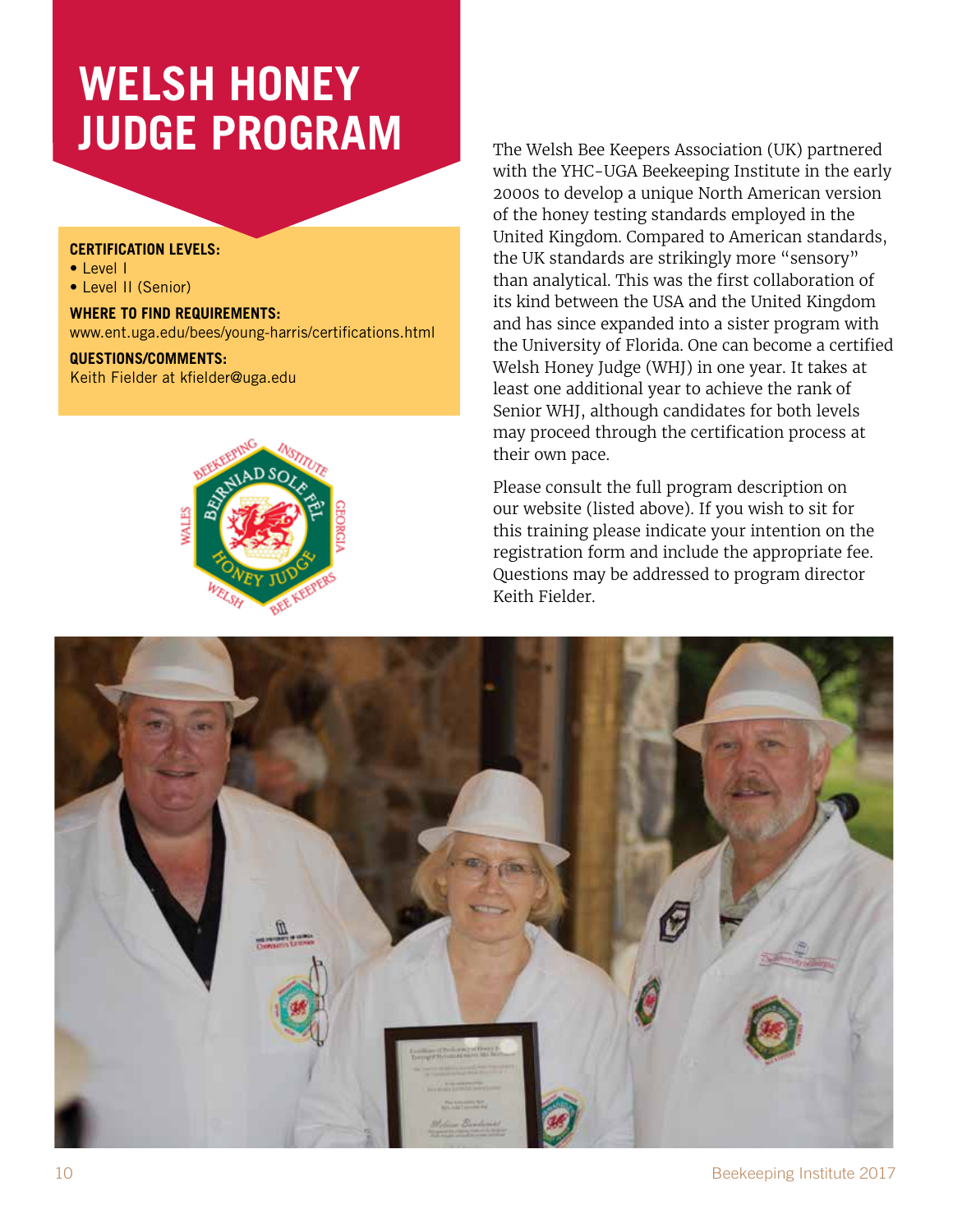# WELSH HONEY JUDGE PROGRAM

**CERTIFICATION LEVELS:**

- Level I
- Level II (Senior)

**WHERE TO FIND REQUIREMENTS:**
www.ent.uga.edu/bees/young-harris/certifications.html

**QUESTIONS/COMMENTS:**
Keith Fielder at kfielder@uga.edu

The Welsh Bee Keepers Association (UK) partnered with the YHC-UGA Beekeeping Institute in the early 2000s to develop a unique North American version of the honey testing standards employed in the United Kingdom. Compared to American standards, the UK standards are strikingly more "sensory" than analytical. This was the first collaboration of its kind between the USA and the United Kingdom and has since expanded into a sister program with the University of Florida. One can become a certified Welsh Honey Judge (WHJ) in one year. It takes at least one additional year to achieve the rank of Senior WHJ, although candidates for both levels may proceed through the certification process at their own pace.

Please consult the full program description on our website (listed above). If you wish to sit for this training please indicate your intention on the registration form and include the appropriate fee. Questions may be addressed to program director Keith Fielder.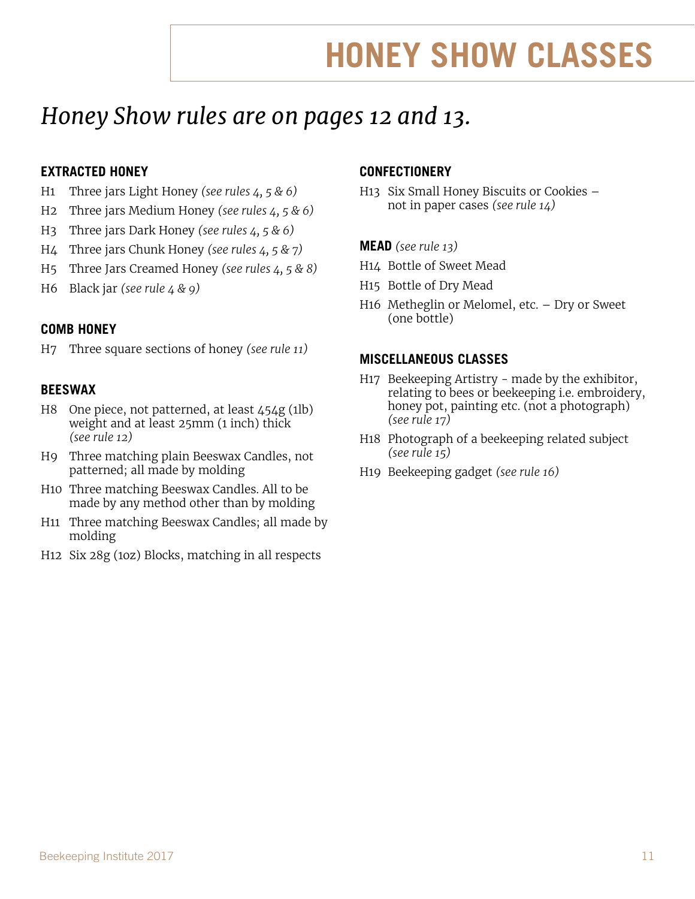# HONEY SHOW CLASSES

## *Honey Show rules are on pages 12 and 13.*

### EXTRACTED HONEY

- H1 Three jars Light Honey *(see rules 4, 5 & 6)*
- H2 Three jars Medium Honey *(see rules 4, 5 & 6)*
- H3 Three jars Dark Honey *(see rules 4, 5 & 6)*
- H4 Three jars Chunk Honey *(see rules 4, 5 & 7)*
- H5 Three Jars Creamed Honey *(see rules 4, 5 & 8)*
- H6 Black jar *(see rule 4 & 9)*

### COMB HONEY

- H7 Three square sections of honey *(see rule 11)*

### BEESWAX

- H8 One piece, not patterned, at least 454g (1lb) weight and at least 25mm (1 inch) thick *(see rule 12)*
- H9 Three matching plain Beeswax Candles, not patterned; all made by molding
- H10 Three matching Beeswax Candles. All to be made by any method other than by molding
- H11 Three matching Beeswax Candles; all made by molding
- H12 Six 28g (1oz) Blocks, matching in all respects

### CONFECTIONERY

- H13 Six Small Honey Biscuits or Cookies – not in paper cases *(see rule 14)*

### MEAD *(see rule 13)*

- H14 Bottle of Sweet Mead
- H15 Bottle of Dry Mead
- H16 Metheglin or Melomel, etc. – Dry or Sweet (one bottle)

### MISCELLANEOUS CLASSES

- H17 Beekeeping Artistry - made by the exhibitor, relating to bees or beekeeping i.e. embroidery, honey pot, painting etc. (not a photograph) *(see rule 17)*
- H18 Photograph of a beekeeping related subject *(see rule 15)*
- H19 Beekeeping gadget *(see rule 16)*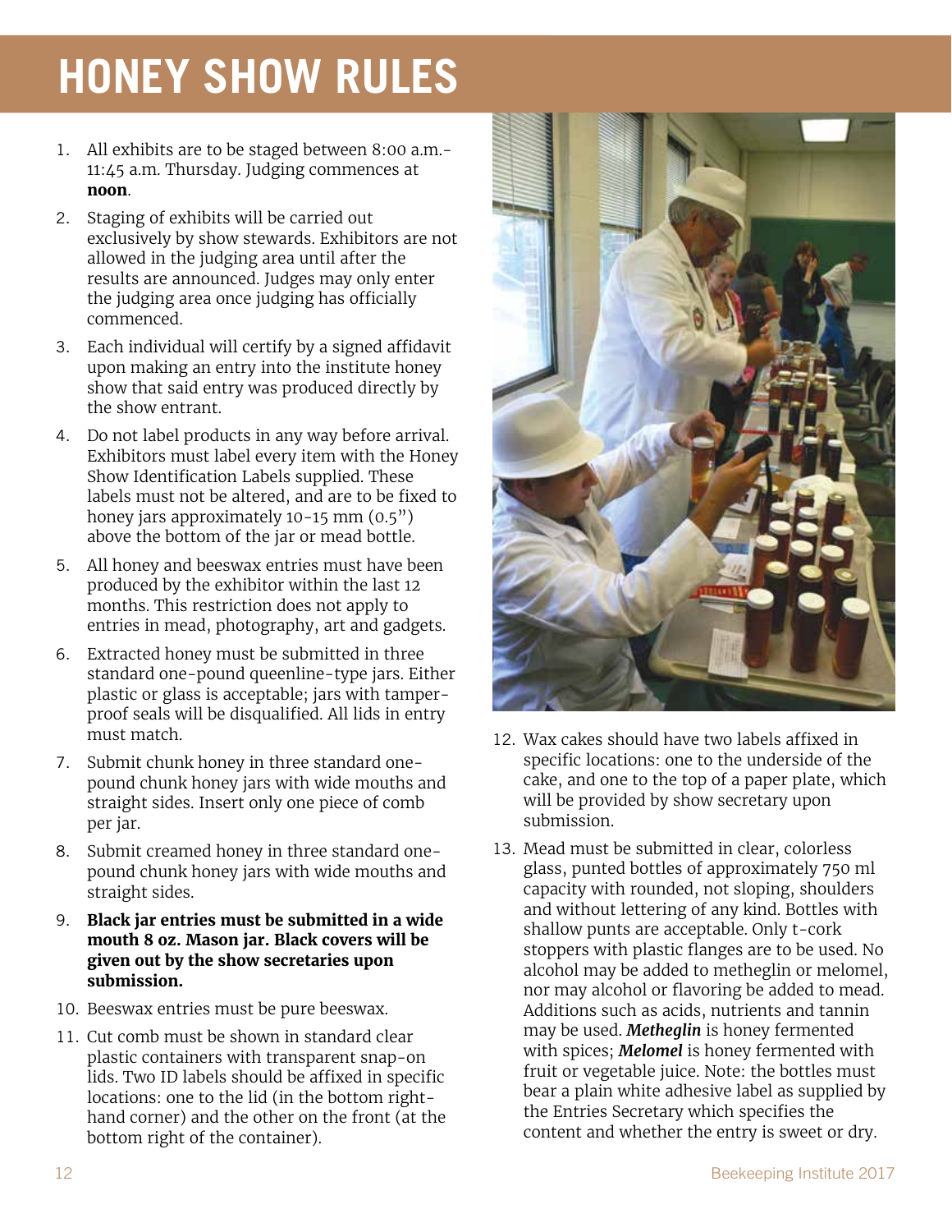# HONEY SHOW RULES

1. All exhibits are to be staged between 8:00 a.m.-11:45 a.m. Thursday. Judging commences at **noon**.
2. Staging of exhibits will be carried out exclusively by show stewards. Exhibitors are not allowed in the judging area until after the results are announced. Judges may only enter the judging area once judging has officially commenced.
3. Each individual will certify by a signed affidavit upon making an entry into the institute honey show that said entry was produced directly by the show entrant.
4. Do not label products in any way before arrival. Exhibitors must label every item with the Honey Show Identification Labels supplied. These labels must not be altered, and are to be fixed to honey jars approximately 10-15 mm (0.5") above the bottom of the jar or mead bottle.
5. All honey and beeswax entries must have been produced by the exhibitor within the last 12 months. This restriction does not apply to entries in mead, photography, art and gadgets.
6. Extracted honey must be submitted in three standard one-pound queenline-type jars. Either plastic or glass is acceptable; jars with tamper-proof seals will be disqualified. All lids in entry must match.
7. Submit chunk honey in three standard one-pound chunk honey jars with wide mouths and straight sides. Insert only one piece of comb per jar.
8. Submit creamed honey in three standard one-pound chunk honey jars with wide mouths and straight sides.
9. **Black jar entries must be submitted in a wide mouth 8 oz. Mason jar. Black covers will be given out by the show secretaries upon submission.**
10. Beeswax entries must be pure beeswax.
11. Cut comb must be shown in standard clear plastic containers with transparent snap-on lids. Two ID labels should be affixed in specific locations: one to the lid (in the bottom right-hand corner) and the other on the front (at the bottom right of the container).
12. Wax cakes should have two labels affixed in specific locations: one to the underside of the cake, and one to the top of a paper plate, which will be provided by show secretary upon submission.
13. Mead must be submitted in clear, colorless glass, punted bottles of approximately 750 ml capacity with rounded, not sloping, shoulders and without lettering of any kind. Bottles with shallow punts are acceptable. Only t-cork stoppers with plastic flanges are to be used. No alcohol may be added to metheglin or melomel, nor may alcohol or flavoring be added to mead. Additions such as acids, nutrients and tannin may be used. ***Metheglin*** is honey fermented with spices; ***Melomel*** is honey fermented with fruit or vegetable juice. Note: the bottles must bear a plain white adhesive label as supplied by the Entries Secretary which specifies the content and whether the entry is sweet or dry.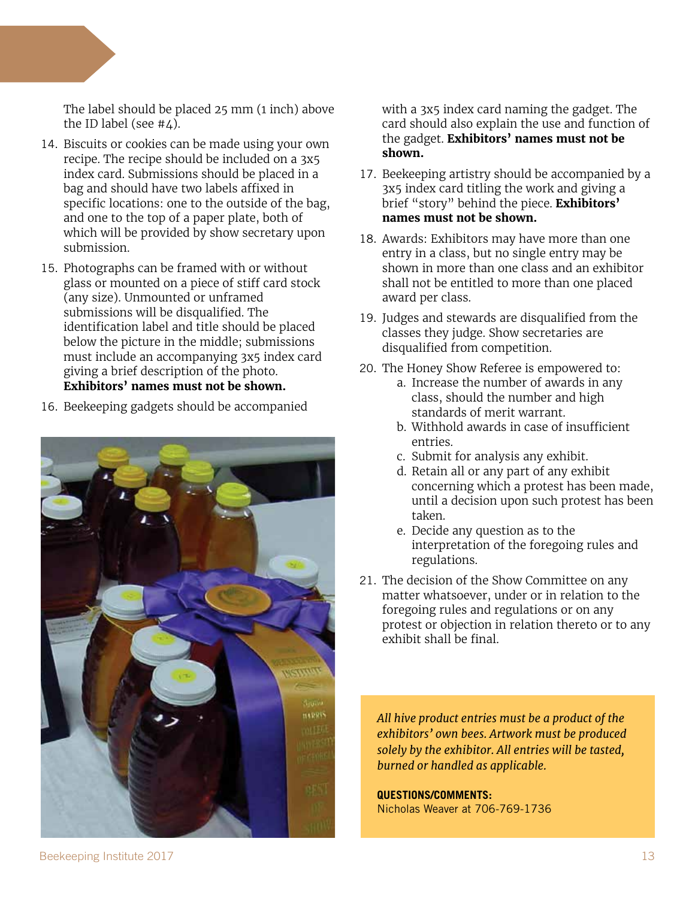The label should be placed 25 mm (1 inch) above the ID label (see #4).

14. Biscuits or cookies can be made using your own recipe. The recipe should be included on a 3x5 index card. Submissions should be placed in a bag and should have two labels affixed in specific locations: one to the outside of the bag, and one to the top of a paper plate, both of which will be provided by show secretary upon submission.
15. Photographs can be framed with or without glass or mounted on a piece of stiff card stock (any size). Unmounted or unframed submissions will be disqualified. The identification label and title should be placed below the picture in the middle; submissions must include an accompanying 3x5 index card giving a brief description of the photo. **Exhibitors' names must not be shown.**
16. Beekeeping gadgets should be accompanied with a 3x5 index card naming the gadget. The card should also explain the use and function of the gadget. **Exhibitors' names must not be shown.**
17. Beekeeping artistry should be accompanied by a 3x5 index card titling the work and giving a brief "story" behind the piece. **Exhibitors' names must not be shown.**
18. Awards: Exhibitors may have more than one entry in a class, but no single entry may be shown in more than one class and an exhibitor shall not be entitled to more than one placed award per class.
19. Judges and stewards are disqualified from the classes they judge. Show secretaries are disqualified from competition.
20. The Honey Show Referee is empowered to:
    a. Increase the number of awards in any class, should the number and high standards of merit warrant.
    b. Withhold awards in case of insufficient entries.
    c. Submit for analysis any exhibit.
    d. Retain all or any part of any exhibit concerning which a protest has been made, until a decision upon such protest has been taken.
    e. Decide any question as to the interpretation of the foregoing rules and regulations.
21. The decision of the Show Committee on any matter whatsoever, under or in relation to the foregoing rules and regulations or on any protest or objection in relation thereto or to any exhibit shall be final.

*All hive product entries must be a product of the exhibitors' own bees. Artwork must be produced solely by the exhibitor. All entries will be tasted, burned or handled as applicable.*

**QUESTIONS/COMMENTS:**
Nicholas Weaver at 706-769-1736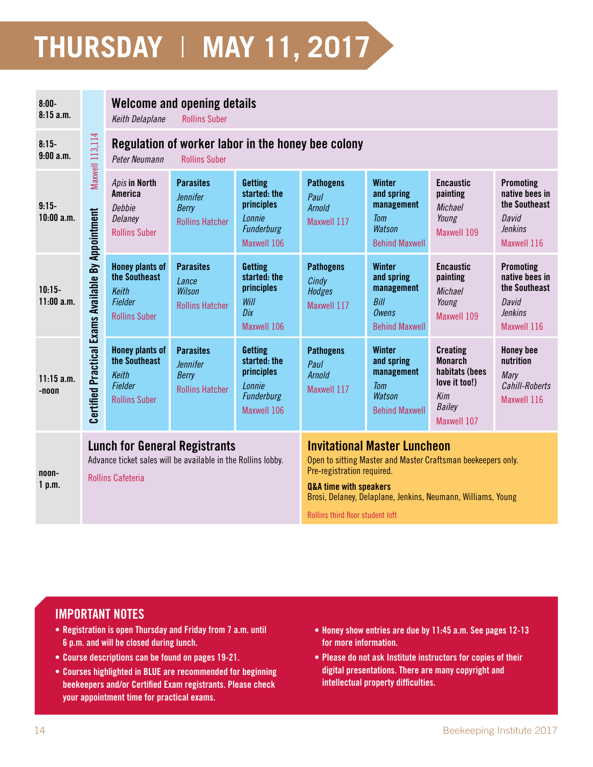# THURSDAY | MAY 11, 2017

| Time | Sessions | | | | | | |
|---|---|---|---|---|---|---|---|
| 8:00-8:15 a.m. | **Welcome and opening details** *Keith Delaplane* Rollins Suber | | | | | | |
| 8:15-9:00 a.m. | **Regulation of worker labor in the honey bee colony** *Peter Neumann* Rollins Suber | | | | | | |
| 9:15-10:00 a.m. | ***Apis* in North America** *Debbie Delaney* Rollins Suber | **Parasites** *Jennifer Berry* Rollins Hatcher | **Getting started: the principles** *Lonnie Funderburg* Maxwell 106 | **Pathogens** *Paul Arnold* Maxwell 117 | **Winter and spring management** *Tom Watson* Behind Maxwell | **Encaustic painting** *Michael Young* Maxwell 109 | **Promoting native bees in the Southeast** *David Jenkins* Maxwell 116 |
| 10:15-11:00 a.m. | **Honey plants of the Southeast** *Keith Fielder* Rollins Suber | **Parasites** *Lance Wilson* Rollins Hatcher | **Getting started: the principles** *Will Dix* Maxwell 106 | **Pathogens** *Cindy Hodges* Maxwell 117 | **Winter and spring management** *Bill Owens* Behind Maxwell | **Encaustic painting** *Michael Young* Maxwell 109 | **Promoting native bees in the Southeast** *David Jenkins* Maxwell 116 |
| 11:15 a.m.-noon | **Honey plants of the Southeast** *Keith Fielder* Rollins Suber | **Parasites** *Jennifer Berry* Rollins Hatcher | **Getting started: the principles** *Lonnie Funderburg* Maxwell 106 | **Pathogens** *Paul Arnold* Maxwell 117 | **Winter and spring management** *Tom Watson* Behind Maxwell | **Creating Monarch habitats (bees love it too!)** *Kim Bailey* Maxwell 107 | **Honey bee nutrition** *Mary Cahill-Roberts* Maxwell 116 |
| noon-1 p.m. | **Lunch for General Registrants** Advance ticket sales will be available in the Rollins lobby. Rollins Cafeteria | | | **Invitational Master Luncheon** Open to sitting Master and Master Craftsman beekeepers only. Pre-registration required. **Q&A time with speakers** Brosi, Delaney, Delaplane, Jenkins, Neumann, Williams, Young. Rollins third floor student loft | | | |

**Certified Practical Exams Available By Appointment** (9:15 a.m.–1 p.m.) — Maxwell 113,114

## IMPORTANT NOTES

- Registration is open Thursday and Friday from 7 a.m. until 6 p.m. and will be closed during lunch.
- Course descriptions can be found on pages 19-21.
- Courses highlighted in BLUE are recommended for beginning beekeepers and/or Certified Exam registrants. Please check your appointment time for practical exams.
- Honey show entries are due by 11:45 a.m. See pages 12-13 for more information.
- Please do not ask Institute instructors for copies of their digital presentations. There are many copyright and intellectual property difficulties.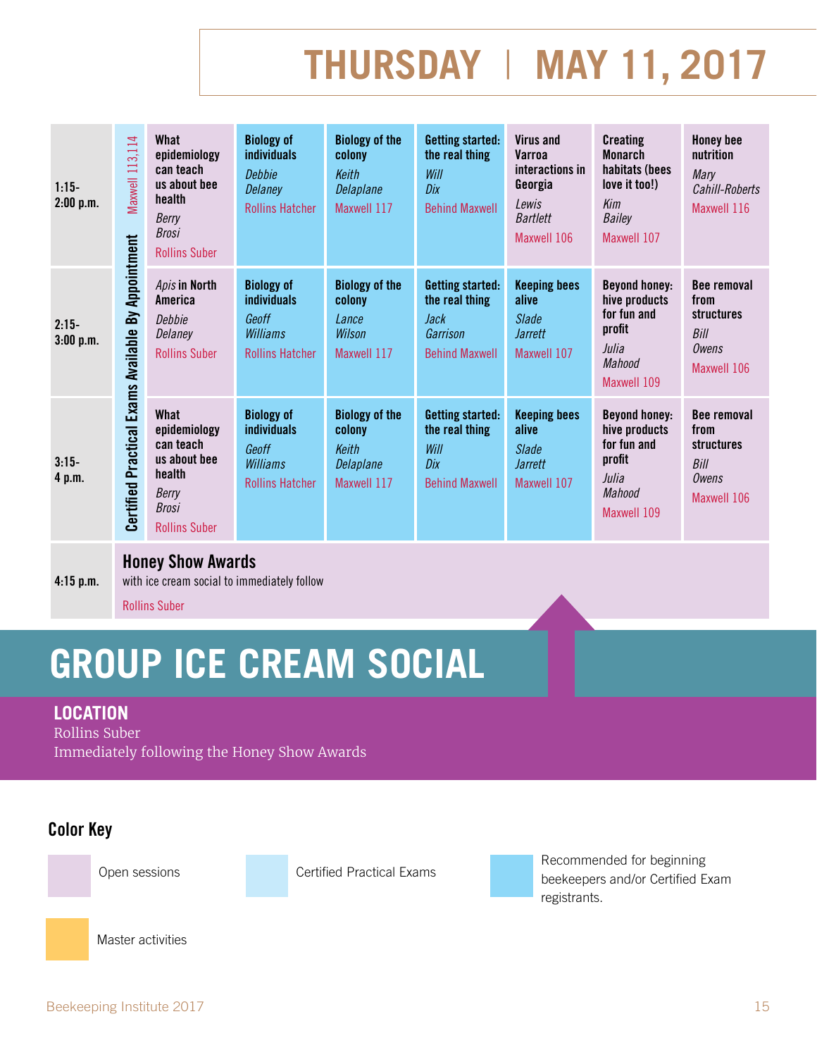# THURSDAY | MAY 11, 2017

| Time | | | | | | | | |
|---|---|---|---|---|---|---|---|---|
| 1:15-2:00 p.m. | Certified Practical Exams Available By Appointment Maxwell 113,114 | **What epidemiology can teach us about bee health** *Berry Brosi* Rollins Suber | **Biology of individuals** *Debbie Delaney* Rollins Hatcher | **Biology of the colony** *Keith Delaplane* Maxwell 117 | **Getting started: the real thing** *Will Dix* Behind Maxwell | **Virus and Varroa interactions in Georgia** *Lewis Bartlett* Maxwell 106 | **Creating Monarch habitats (bees love it too!)** *Kim Bailey* Maxwell 107 | **Honey bee nutrition** *Mary Cahill-Roberts* Maxwell 116 |
| 2:15-3:00 p.m. | | ***Apis* in North America** *Debbie Delaney* Rollins Suber | **Biology of individuals** *Geoff Williams* Rollins Hatcher | **Biology of the colony** *Lance Wilson* Maxwell 117 | **Getting started: the real thing** *Jack Garrison* Behind Maxwell | **Keeping bees alive** *Slade Jarrett* Maxwell 107 | **Beyond honey: hive products for fun and profit** *Julia Mahood* Maxwell 109 | **Bee removal from structures** *Bill Owens* Maxwell 106 |
| 3:15-4 p.m. | | **What epidemiology can teach us about bee health** *Berry Brosi* Rollins Suber | **Biology of individuals** *Geoff Williams* Rollins Hatcher | **Biology of the colony** *Keith Delaplane* Maxwell 117 | **Getting started: the real thing** *Will Dix* Behind Maxwell | **Keeping bees alive** *Slade Jarrett* Maxwell 107 | **Beyond honey: hive products for fun and profit** *Julia Mahood* Maxwell 109 | **Bee removal from structures** *Bill Owens* Maxwell 106 |
| 4:15 p.m. | **Honey Show Awards** with ice cream social to immediately follow Rollins Suber | | | | | | | |

# GROUP ICE CREAM SOCIAL

**LOCATION**
Rollins Suber
Immediately following the Honey Show Awards

## Color Key

- Open sessions
- Certified Practical Exams
- Recommended for beginning beekeepers and/or Certified Exam registrants.
- Master activities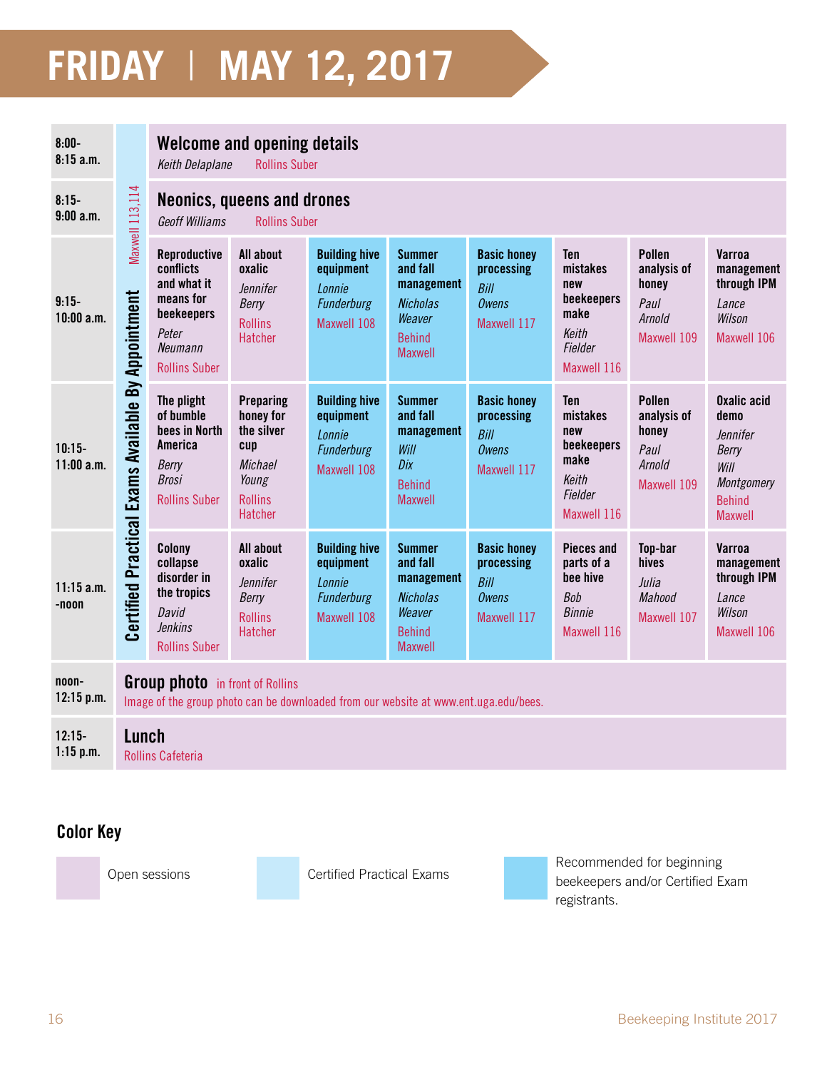# FRIDAY | MAY 12, 2017

| Time | | | | | | | | | |
|---|---|---|---|---|---|---|---|---|---|
| 8:00-8:15 a.m. | Certified Practical Exams Available By Appointment — Maxwell 113,114 | **Welcome and opening details** *Keith Delaplane* Rollins Suber | | | | | | | |
| 8:15-9:00 a.m. | | **Neonics, queens and drones** *Geoff Williams* Rollins Suber | | | | | | | |
| 9:15-10:00 a.m. | | **Reproductive conflicts and what it means for beekeepers** *Peter Neumann* Rollins Suber | **All about oxalic** *Jennifer Berry* Rollins Hatcher | **Building hive equipment** *Lonnie Funderburg* Maxwell 108 | **Summer and fall management** *Nicholas Weaver* Behind Maxwell | **Basic honey processing** *Bill Owens* Maxwell 117 | **Ten mistakes new beekeepers make** *Keith Fielder* Maxwell 116 | **Pollen analysis of honey** *Paul Arnold* Maxwell 109 | **Varroa management through IPM** *Lance Wilson* Maxwell 106 |
| 10:15-11:00 a.m. | | **The plight of bumble bees in North America** *Berry Brosi* Rollins Suber | **Preparing honey for the silver cup** *Michael Young* Rollins Hatcher | **Building hive equipment** *Lonnie Funderburg* Maxwell 108 | **Summer and fall management** *Will Dix* Behind Maxwell | **Basic honey processing** *Bill Owens* Maxwell 117 | **Ten mistakes new beekeepers make** *Keith Fielder* Maxwell 116 | **Pollen analysis of honey** *Paul Arnold* Maxwell 109 | **Oxalic acid demo** *Jennifer Berry* *Will Montgomery* Behind Maxwell |
| 11:15 a.m.-noon | | **Colony collapse disorder in the tropics** *David Jenkins* Rollins Suber | **All about oxalic** *Jennifer Berry* Rollins Hatcher | **Building hive equipment** *Lonnie Funderburg* Maxwell 108 | **Summer and fall management** *Nicholas Weaver* Behind Maxwell | **Basic honey processing** *Bill Owens* Maxwell 117 | **Pieces and parts of a bee hive** *Bob Binnie* Maxwell 116 | **Top-bar hives** *Julia Mahood* Maxwell 107 | **Varroa management through IPM** *Lance Wilson* Maxwell 106 |
| noon-12:15 p.m. | **Group photo** in front of Rollins. Image of the group photo can be downloaded from our website at www.ent.uga.edu/bees. | | | | | | | | |
| 12:15-1:15 p.m. | **Lunch** Rollins Cafeteria | | | | | | | | |

## Color Key

- Open sessions
- Certified Practical Exams
- Recommended for beginning beekeepers and/or Certified Exam registrants.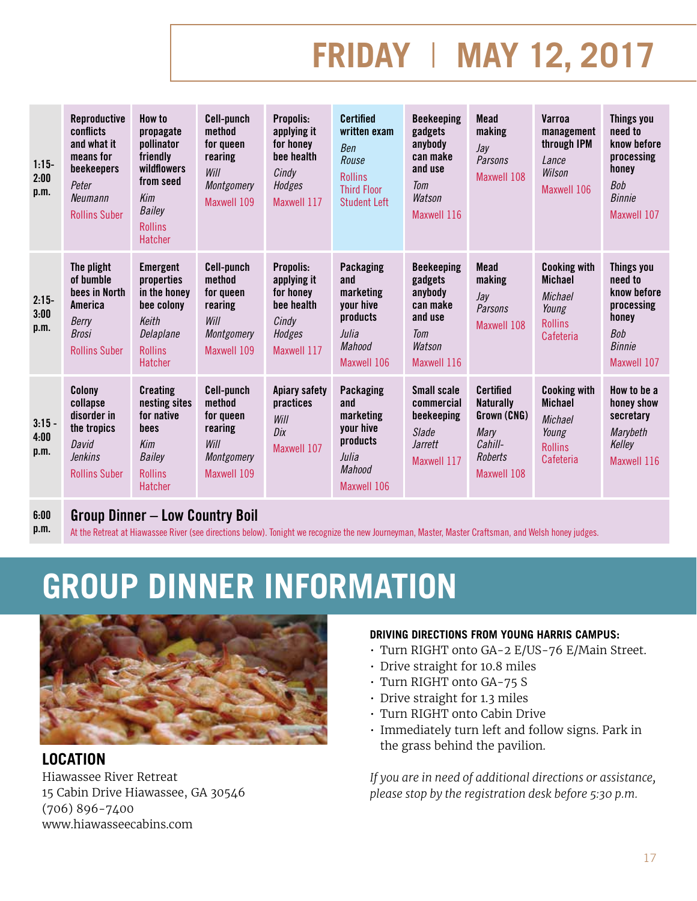# FRIDAY | MAY 12, 2017

| Time | | | | | | | | | |
|---|---|---|---|---|---|---|---|---|---|
| 1:15-2:00 p.m. | **Reproductive conflicts and what it means for beekeepers** *Peter Neumann* Rollins Suber | **How to propagate pollinator friendly wildflowers from seed** *Kim Bailey* Rollins Hatcher | **Cell-punch method for queen rearing** *Will Montgomery* Maxwell 109 | **Propolis: applying it for honey bee health** *Cindy Hodges* Maxwell 117 | **Certified written exam** *Ben Rouse* Rollins Third Floor Student Left | **Beekeeping gadgets anybody can make and use** *Tom Watson* Maxwell 116 | **Mead making** *Jay Parsons* Maxwell 108 | **Varroa management through IPM** *Lance Wilson* Maxwell 106 | **Things you need to know before processing honey** *Bob Binnie* Maxwell 107 |
| 2:15-3:00 p.m. | **The plight of bumble bees in North America** *Berry Brosi* Rollins Suber | **Emergent properties in the honey bee colony** *Keith Delaplane* Rollins Hatcher | **Cell-punch method for queen rearing** *Will Montgomery* Maxwell 109 | **Propolis: applying it for honey bee health** *Cindy Hodges* Maxwell 117 | **Packaging and marketing your hive products** *Julia Mahood* Maxwell 106 | **Beekeeping gadgets anybody can make and use** *Tom Watson* Maxwell 116 | **Mead making** *Jay Parsons* Maxwell 108 | **Cooking with Michael** *Michael Young* Rollins Cafeteria | **Things you need to know before processing honey** *Bob Binnie* Maxwell 107 |
| 3:15 - 4:00 p.m. | **Colony collapse disorder in the tropics** *David Jenkins* Rollins Suber | **Creating nesting sites for native bees** *Kim Bailey* Rollins Hatcher | **Cell-punch method for queen rearing** *Will Montgomery* Maxwell 109 | **Apiary safety practices** *Will Dix* Maxwell 107 | **Packaging and marketing your hive products** *Julia Mahood* Maxwell 106 | **Small scale commercial beekeeping** *Slade Jarrett* Maxwell 117 | **Certified Naturally Grown (CNG)** *Mary Cahill-Roberts* Maxwell 108 | **Cooking with Michael** *Michael Young* Rollins Cafeteria | **How to be a honey show secretary** *Marybeth Kelley* Maxwell 116 |
| 6:00 p.m. | **Group Dinner – Low Country Boil** At the Retreat at Hiawassee River (see directions below). Tonight we recognize the new Journeyman, Master, Master Craftsman, and Welsh honey judges. | | | | | | | | |

# GROUP DINNER INFORMATION

## LOCATION

Hiawassee River Retreat
15 Cabin Drive Hiawassee, GA 30546
(706) 896-7400
www.hiawasseecabins.com

**DRIVING DIRECTIONS FROM YOUNG HARRIS CAMPUS:**

- Turn RIGHT onto GA-2 E/US-76 E/Main Street.
- Drive straight for 10.8 miles
- Turn RIGHT onto GA-75 S
- Drive straight for 1.3 miles
- Turn RIGHT onto Cabin Drive
- Immediately turn left and follow signs. Park in the grass behind the pavilion.

*If you are in need of additional directions or assistance, please stop by the registration desk before 5:30 p.m.*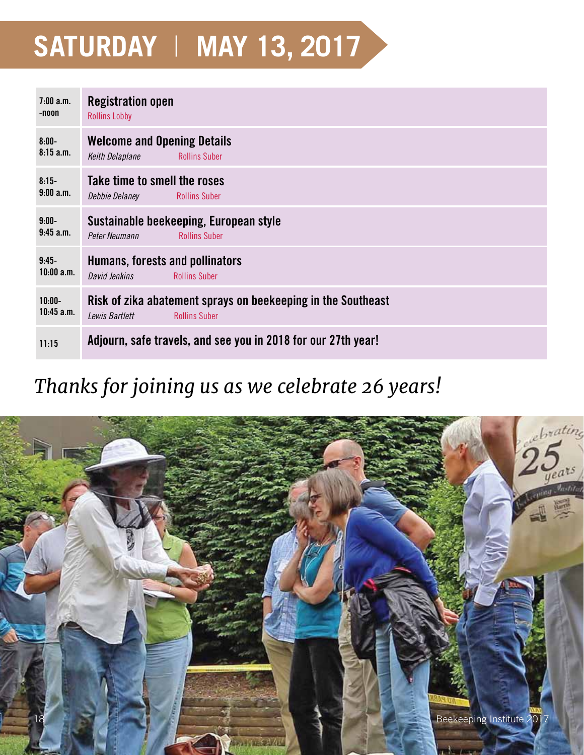# SATURDAY | MAY 13, 2017

| Time | Session |
|---|---|
| 7:00 a.m. -noon | **Registration open** Rollins Lobby |
| 8:00-8:15 a.m. | **Welcome and Opening Details** *Keith Delaplane* Rollins Suber |
| 8:15-9:00 a.m. | **Take time to smell the roses** *Debbie Delaney* Rollins Suber |
| 9:00-9:45 a.m. | **Sustainable beekeeping, European style** *Peter Neumann* Rollins Suber |
| 9:45-10:00 a.m. | **Humans, forests and pollinators** *David Jenkins* Rollins Suber |
| 10:00-10:45 a.m. | **Risk of zika abatement sprays on beekeeping in the Southeast** *Lewis Bartlett* Rollins Suber |
| 11:15 | **Adjourn, safe travels, and see you in 2018 for our 27th year!** |

*Thanks for joining us as we celebrate 26 years!*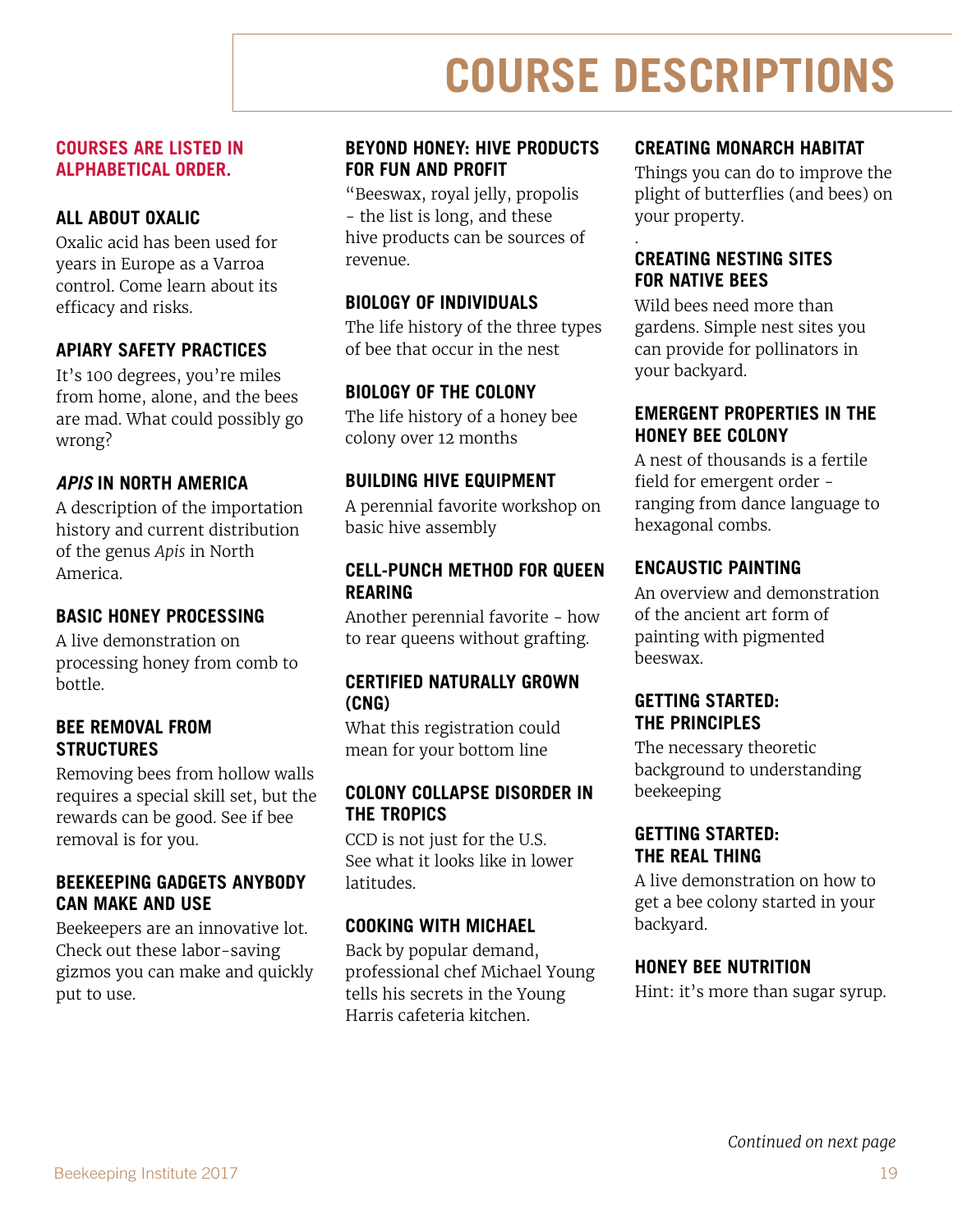# COURSE DESCRIPTIONS

**COURSES ARE LISTED IN ALPHABETICAL ORDER.**

### ALL ABOUT OXALIC

Oxalic acid has been used for years in Europe as a Varroa control. Come learn about its efficacy and risks.

### APIARY SAFETY PRACTICES

It's 100 degrees, you're miles from home, alone, and the bees are mad. What could possibly go wrong?

### *APIS* IN NORTH AMERICA

A description of the importation history and current distribution of the genus *Apis* in North America.

### BASIC HONEY PROCESSING

A live demonstration on processing honey from comb to bottle.

### BEE REMOVAL FROM STRUCTURES

Removing bees from hollow walls requires a special skill set, but the rewards can be good. See if bee removal is for you.

### BEEKEEPING GADGETS ANYBODY CAN MAKE AND USE

Beekeepers are an innovative lot. Check out these labor-saving gizmos you can make and quickly put to use.

### BEYOND HONEY: HIVE PRODUCTS FOR FUN AND PROFIT

"Beeswax, royal jelly, propolis - the list is long, and these hive products can be sources of revenue.

### BIOLOGY OF INDIVIDUALS

The life history of the three types of bee that occur in the nest

### BIOLOGY OF THE COLONY

The life history of a honey bee colony over 12 months

### BUILDING HIVE EQUIPMENT

A perennial favorite workshop on basic hive assembly

### CELL-PUNCH METHOD FOR QUEEN REARING

Another perennial favorite - how to rear queens without grafting.

### CERTIFIED NATURALLY GROWN (CNG)

What this registration could mean for your bottom line

### COLONY COLLAPSE DISORDER IN THE TROPICS

CCD is not just for the U.S. See what it looks like in lower latitudes.

### COOKING WITH MICHAEL

Back by popular demand, professional chef Michael Young tells his secrets in the Young Harris cafeteria kitchen.

### CREATING MONARCH HABITAT

Things you can do to improve the plight of butterflies (and bees) on your property.

### CREATING NESTING SITES FOR NATIVE BEES

Wild bees need more than gardens. Simple nest sites you can provide for pollinators in your backyard.

### EMERGENT PROPERTIES IN THE HONEY BEE COLONY

A nest of thousands is a fertile field for emergent order - ranging from dance language to hexagonal combs.

### ENCAUSTIC PAINTING

An overview and demonstration of the ancient art form of painting with pigmented beeswax.

### GETTING STARTED: THE PRINCIPLES

The necessary theoretic background to understanding beekeeping

### GETTING STARTED: THE REAL THING

A live demonstration on how to get a bee colony started in your backyard.

### HONEY BEE NUTRITION

Hint: it's more than sugar syrup.

*Continued on next page*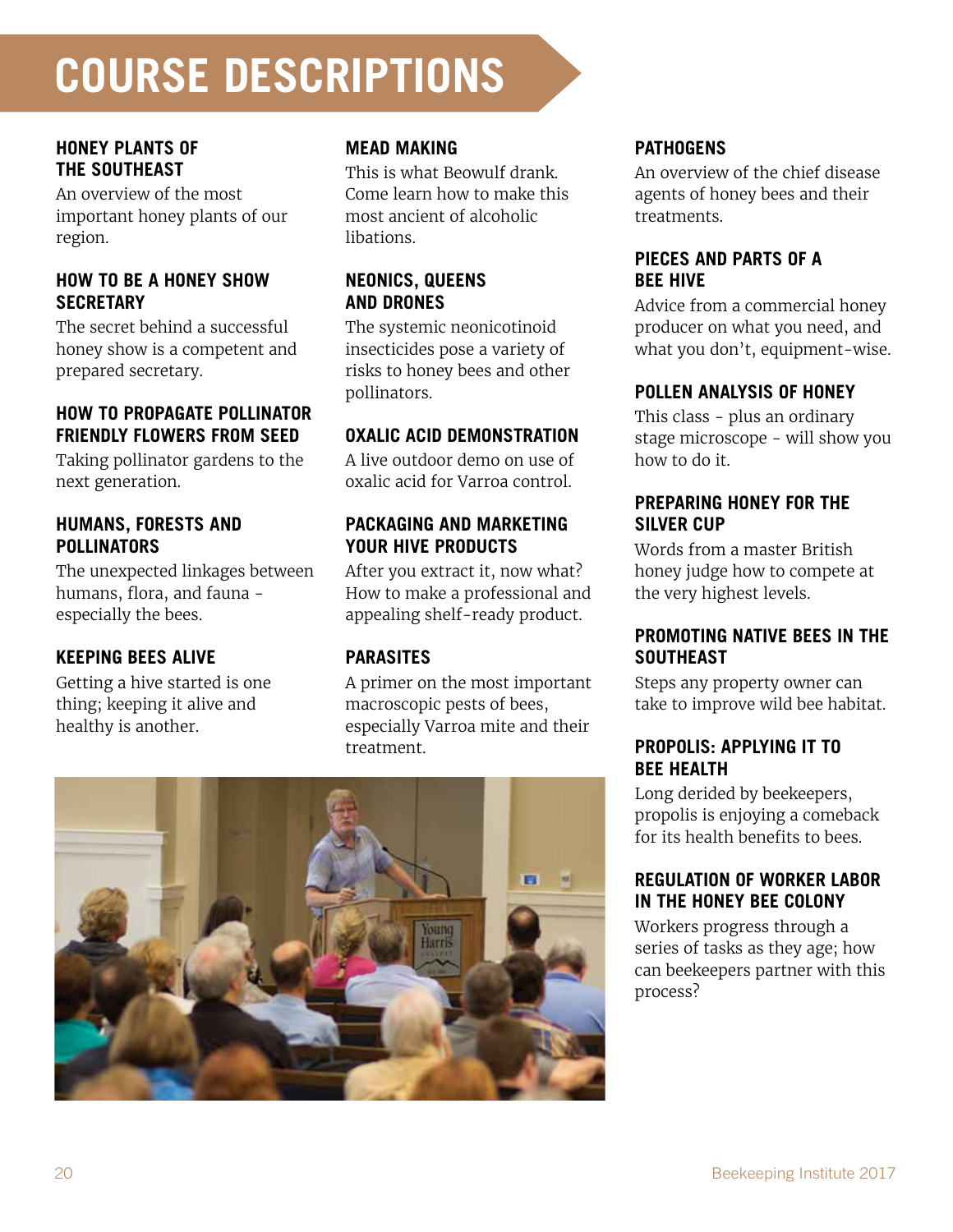# COURSE DESCRIPTIONS

### HONEY PLANTS OF THE SOUTHEAST

An overview of the most important honey plants of our region.

### HOW TO BE A HONEY SHOW SECRETARY

The secret behind a successful honey show is a competent and prepared secretary.

### HOW TO PROPAGATE POLLINATOR FRIENDLY FLOWERS FROM SEED

Taking pollinator gardens to the next generation.

### HUMANS, FORESTS AND POLLINATORS

The unexpected linkages between humans, flora, and fauna - especially the bees.

### KEEPING BEES ALIVE

Getting a hive started is one thing; keeping it alive and healthy is another.

### MEAD MAKING

This is what Beowulf drank. Come learn how to make this most ancient of alcoholic libations.

### NEONICS, QUEENS AND DRONES

The systemic neonicotinoid insecticides pose a variety of risks to honey bees and other pollinators.

### OXALIC ACID DEMONSTRATION

A live outdoor demo on use of oxalic acid for Varroa control.

### PACKAGING AND MARKETING YOUR HIVE PRODUCTS

After you extract it, now what? How to make a professional and appealing shelf-ready product.

### PARASITES

A primer on the most important macroscopic pests of bees, especially Varroa mite and their treatment.

### PATHOGENS

An overview of the chief disease agents of honey bees and their treatments.

### PIECES AND PARTS OF A BEE HIVE

Advice from a commercial honey producer on what you need, and what you don't, equipment-wise.

### POLLEN ANALYSIS OF HONEY

This class - plus an ordinary stage microscope - will show you how to do it.

### PREPARING HONEY FOR THE SILVER CUP

Words from a master British honey judge how to compete at the very highest levels.

### PROMOTING NATIVE BEES IN THE SOUTHEAST

Steps any property owner can take to improve wild bee habitat.

### PROPOLIS: APPLYING IT TO BEE HEALTH

Long derided by beekeepers, propolis is enjoying a comeback for its health benefits to bees.

### REGULATION OF WORKER LABOR IN THE HONEY BEE COLONY

Workers progress through a series of tasks as they age; how can beekeepers partner with this process?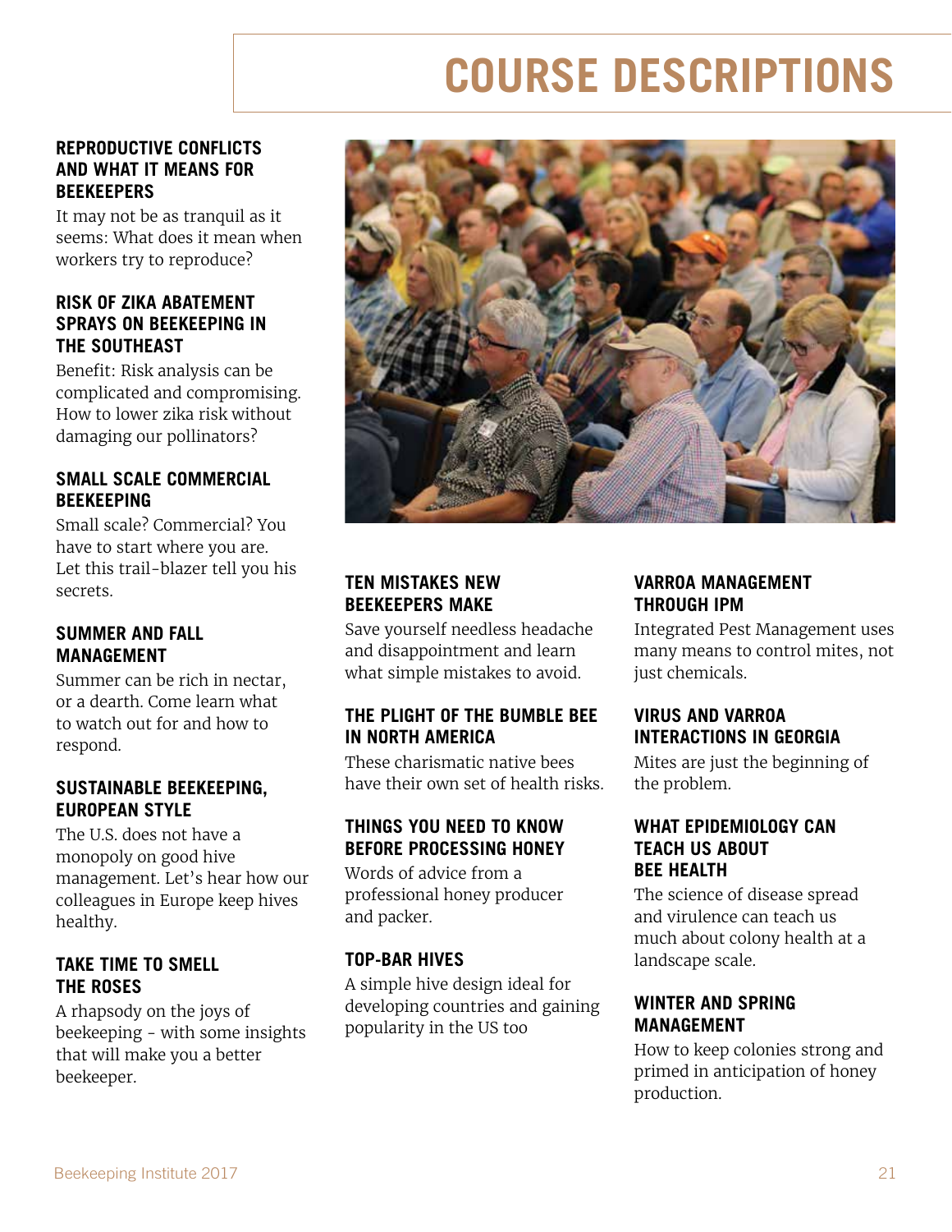# COURSE DESCRIPTIONS

### REPRODUCTIVE CONFLICTS AND WHAT IT MEANS FOR BEEKEEPERS

It may not be as tranquil as it seems: What does it mean when workers try to reproduce?

### RISK OF ZIKA ABATEMENT SPRAYS ON BEEKEEPING IN THE SOUTHEAST

Benefit: Risk analysis can be complicated and compromising. How to lower zika risk without damaging our pollinators?

### SMALL SCALE COMMERCIAL BEEKEEPING

Small scale? Commercial? You have to start where you are. Let this trail-blazer tell you his secrets.

### SUMMER AND FALL MANAGEMENT

Summer can be rich in nectar, or a dearth. Come learn what to watch out for and how to respond.

### SUSTAINABLE BEEKEEPING, EUROPEAN STYLE

The U.S. does not have a monopoly on good hive management. Let's hear how our colleagues in Europe keep hives healthy.

### TAKE TIME TO SMELL THE ROSES

A rhapsody on the joys of beekeeping - with some insights that will make you a better beekeeper.

### TEN MISTAKES NEW BEEKEEPERS MAKE

Save yourself needless headache and disappointment and learn what simple mistakes to avoid.

### THE PLIGHT OF THE BUMBLE BEE IN NORTH AMERICA

These charismatic native bees have their own set of health risks.

### THINGS YOU NEED TO KNOW BEFORE PROCESSING HONEY

Words of advice from a professional honey producer and packer.

### TOP-BAR HIVES

A simple hive design ideal for developing countries and gaining popularity in the US too

### VARROA MANAGEMENT THROUGH IPM

Integrated Pest Management uses many means to control mites, not just chemicals.

### VIRUS AND VARROA INTERACTIONS IN GEORGIA

Mites are just the beginning of the problem.

### WHAT EPIDEMIOLOGY CAN TEACH US ABOUT BEE HEALTH

The science of disease spread and virulence can teach us much about colony health at a landscape scale.

### WINTER AND SPRING MANAGEMENT

How to keep colonies strong and primed in anticipation of honey production.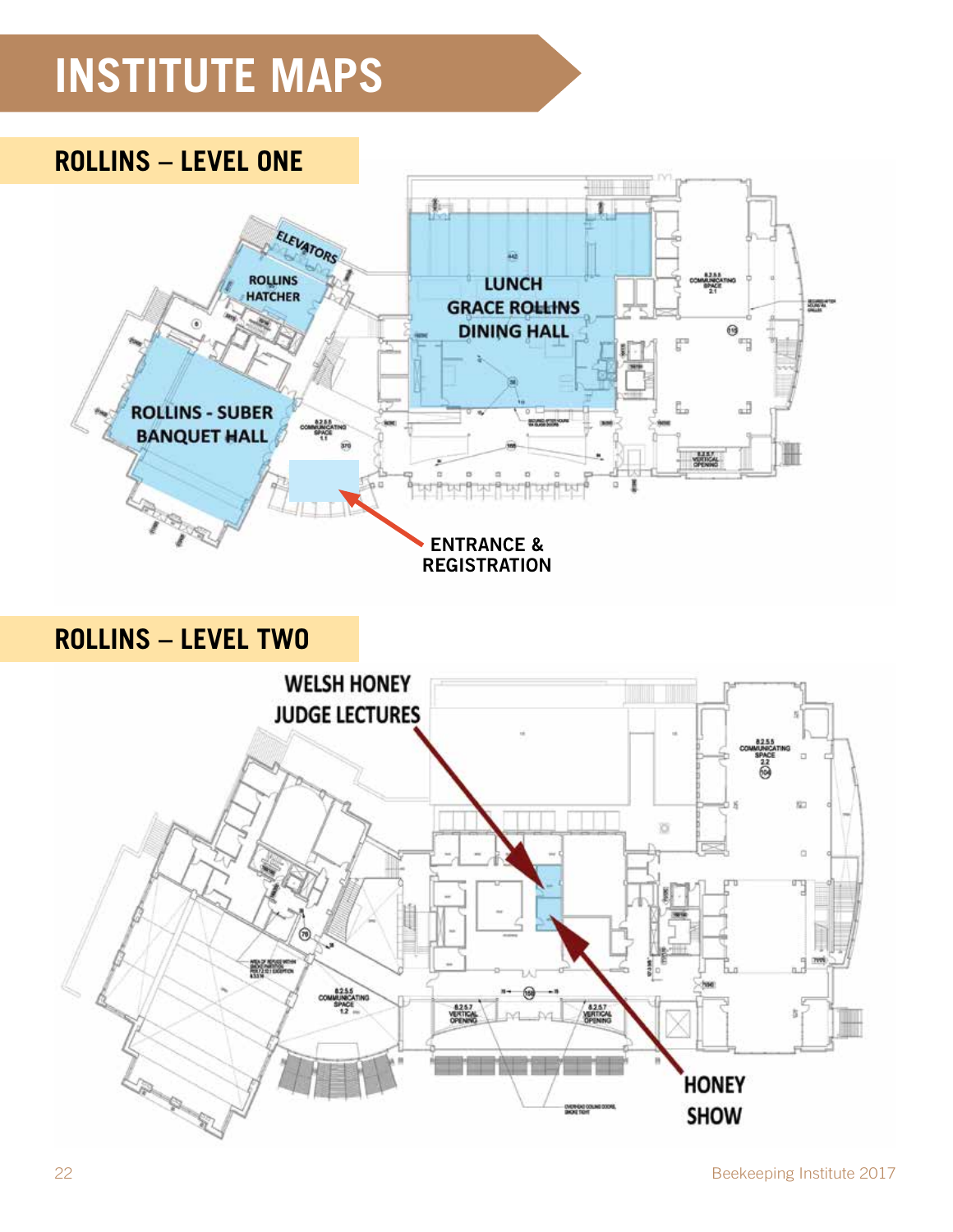# INSTITUTE MAPS

## ROLLINS – LEVEL ONE

ELEVATORS

ROLLINS HATCHER

LUNCH GRACE ROLLINS DINING HALL

ROLLINS - SUBER BANQUET HALL

ENTRANCE & REGISTRATION

## ROLLINS – LEVEL TWO

WELSH HONEY JUDGE LECTURES

HONEY SHOW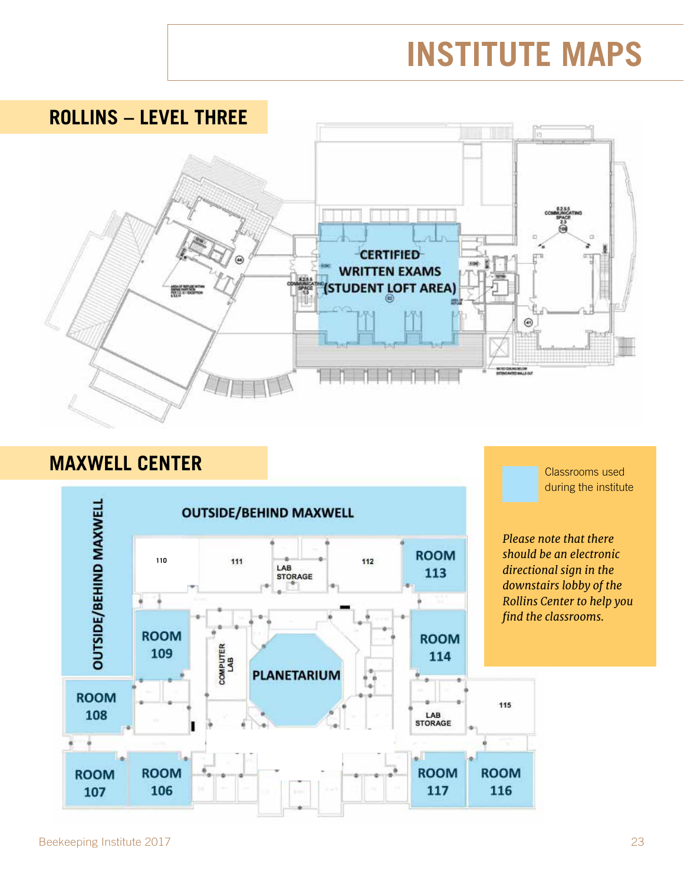# INSTITUTE MAPS

## ROLLINS – LEVEL THREE

CERTIFIED WRITTEN EXAMS (STUDENT LOFT AREA)

## MAXWELL CENTER

OUTSIDE/BEHIND MAXWELL

ROOM 113

ROOM 109

ROOM 114

PLANETARIUM

ROOM 108

ROOM 107

ROOM 106

ROOM 117

ROOM 116

Classrooms used during the institute

*Please note that there should be an electronic directional sign in the downstairs lobby of the Rollins Center to help you find the classrooms.*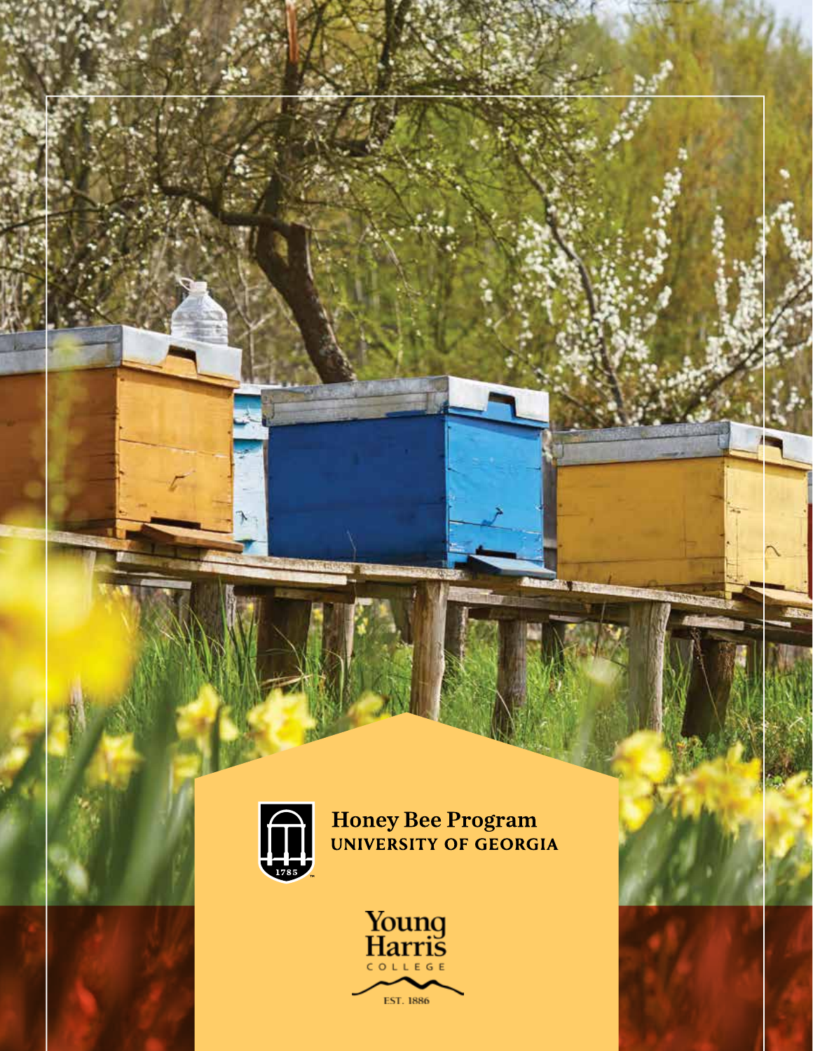Honey Bee Program
UNIVERSITY OF GEORGIA

Young Harris
COLLEGE
EST. 1886